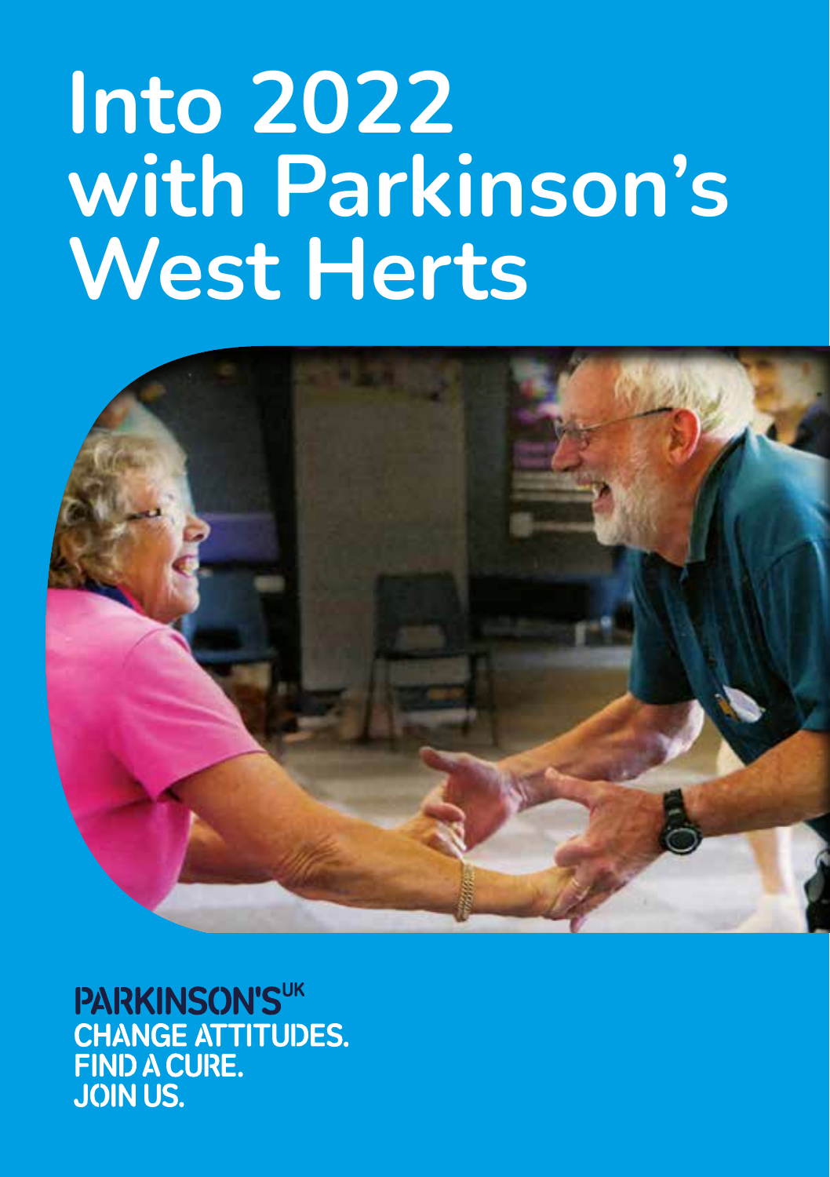# Into 2022 with Parkinson's West Herts

PARKINSON'S[UK]
CHANGE ATTITUDES.
FIND A CURE.
JOIN US.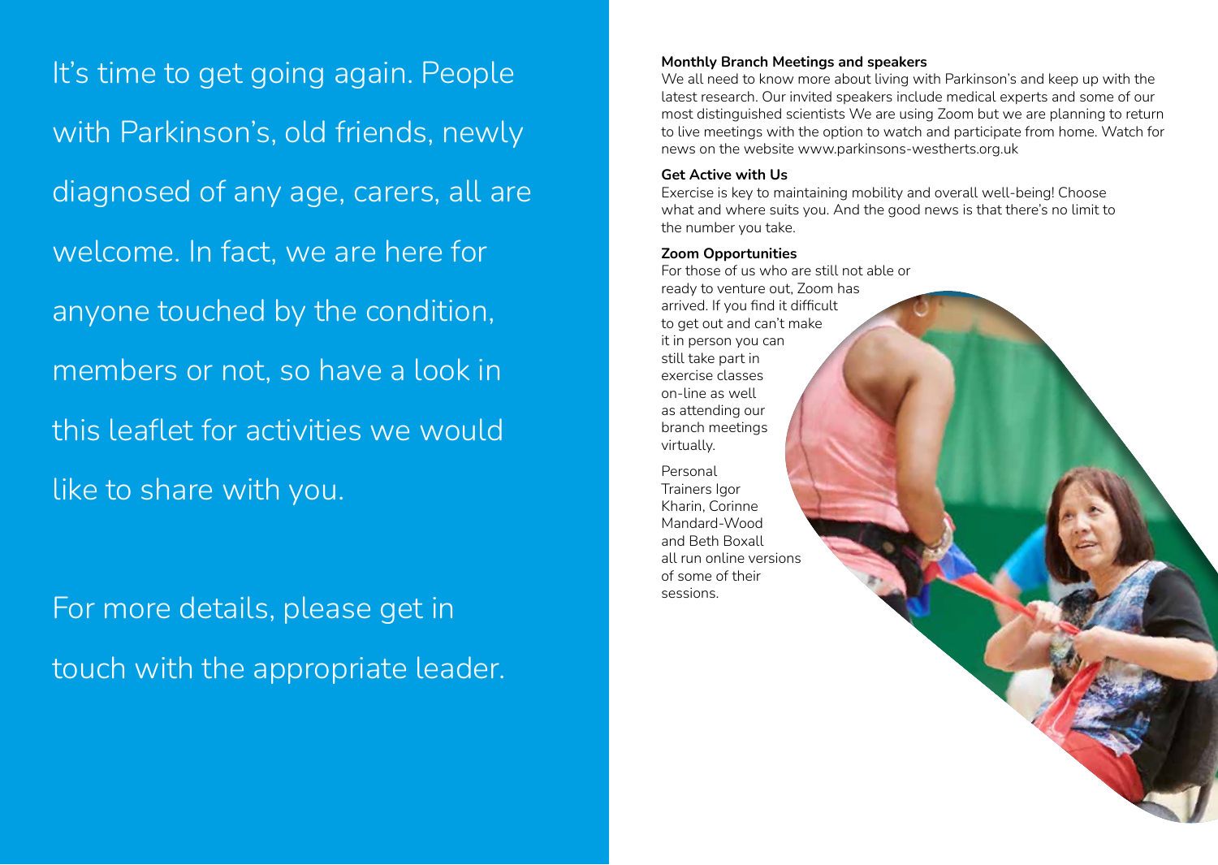It's time to get going again. People with Parkinson's, old friends, newly diagnosed of any age, carers, all are welcome. In fact, we are here for anyone touched by the condition, members or not, so have a look in this leaflet for activities we would like to share with you.

For more details, please get in touch with the appropriate leader.

**Monthly Branch Meetings and speakers**

We all need to know more about living with Parkinson's and keep up with the latest research. Our invited speakers include medical experts and some of our most distinguished scientists We are using Zoom but we are planning to return to live meetings with the option to watch and participate from home. Watch for news on the website www.parkinsons-westherts.org.uk

**Get Active with Us**

Exercise is key to maintaining mobility and overall well-being! Choose what and where suits you. And the good news is that there's no limit to the number you take.

**Zoom Opportunities**

For those of us who are still not able or ready to venture out, Zoom has arrived. If you find it difficult to get out and can't make it in person you can still take part in exercise classes on-line as well as attending our branch meetings virtually.

Personal Trainers Igor Kharin, Corinne Mandard-Wood and Beth Boxall all run online versions of some of their sessions.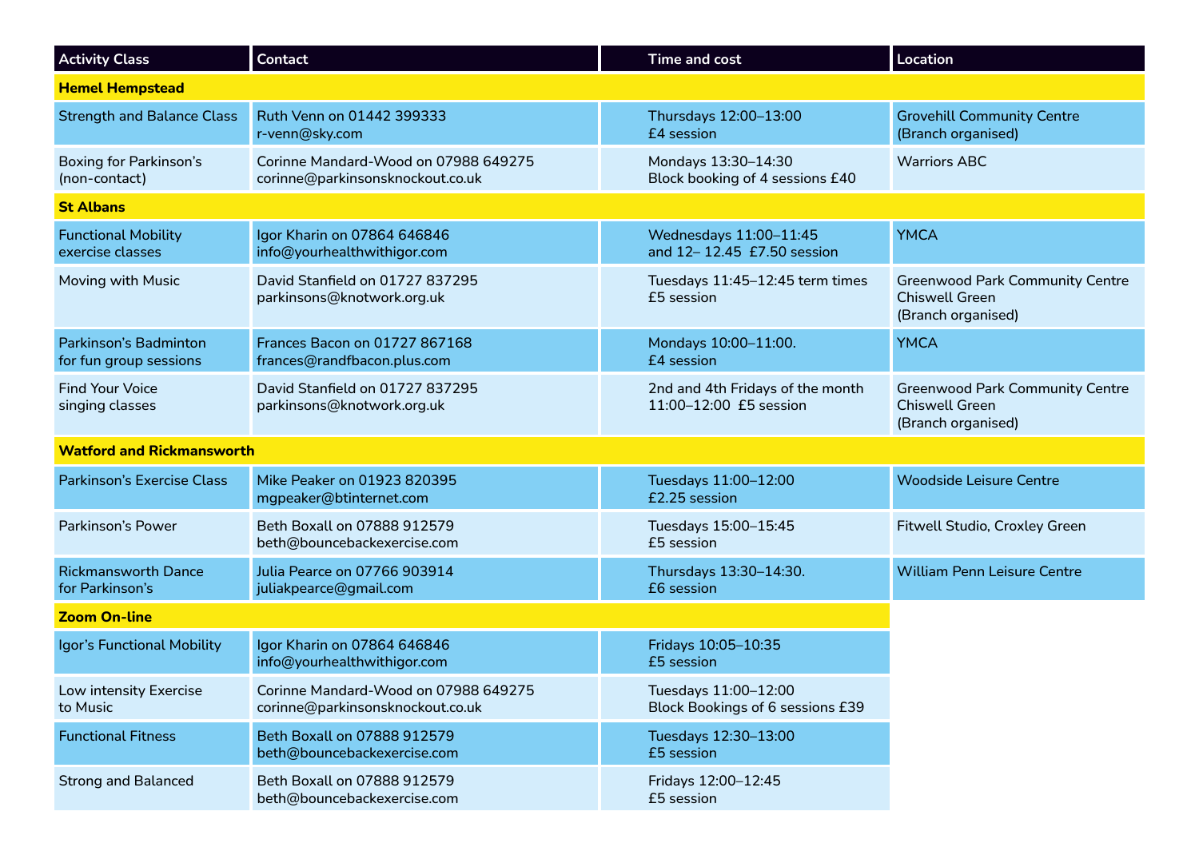| Activity Class | Contact | Time and cost | Location |
|---|---|---|---|
| **Hemel Hempstead** | | | |
| Strength and Balance Class | Ruth Venn on 01442 399333<br>r-venn@sky.com | Thursdays 12:00–13:00<br>£4 session | Grovehill Community Centre<br>(Branch organised) |
| Boxing for Parkinson's (non-contact) | Corinne Mandard-Wood on 07988 649275<br>corinne@parkinsonsknockout.co.uk | Mondays 13:30–14:30<br>Block booking of 4 sessions £40 | Warriors ABC |
| **St Albans** | | | |
| Functional Mobility exercise classes | Igor Kharin on 07864 646846<br>info@yourhealthwithigor.com | Wednesdays 11:00–11:45<br>and 12– 12.45 £7.50 session | YMCA |
| Moving with Music | David Stanfield on 01727 837295<br>parkinsons@knotwork.org.uk | Tuesdays 11:45–12:45 term times<br>£5 session | Greenwood Park Community Centre<br>Chiswell Green<br>(Branch organised) |
| Parkinson's Badminton for fun group sessions | Frances Bacon on 01727 867168<br>frances@randfbacon.plus.com | Mondays 10:00–11:00.<br>£4 session | YMCA |
| Find Your Voice singing classes | David Stanfield on 01727 837295<br>parkinsons@knotwork.org.uk | 2nd and 4th Fridays of the month<br>11:00–12:00 £5 session | Greenwood Park Community Centre<br>Chiswell Green<br>(Branch organised) |
| **Watford and Rickmansworth** | | | |
| Parkinson's Exercise Class | Mike Peaker on 01923 820395<br>mgpeaker@btinternet.com | Tuesdays 11:00–12:00<br>£2.25 session | Woodside Leisure Centre |
| Parkinson's Power | Beth Boxall on 07888 912579<br>beth@bouncebackexercise.com | Tuesdays 15:00–15:45<br>£5 session | Fitwell Studio, Croxley Green |
| Rickmansworth Dance for Parkinson's | Julia Pearce on 07766 903914<br>juliakpearce@gmail.com | Thursdays 13:30–14:30.<br>£6 session | William Penn Leisure Centre |
| **Zoom On-line** | | | |
| Igor's Functional Mobility | Igor Kharin on 07864 646846<br>info@yourhealthwithigor.com | Fridays 10:05–10:35<br>£5 session | |
| Low intensity Exercise to Music | Corinne Mandard-Wood on 07988 649275<br>corinne@parkinsonsknockout.co.uk | Tuesdays 11:00–12:00<br>Block Bookings of 6 sessions £39 | |
| Functional Fitness | Beth Boxall on 07888 912579<br>beth@bouncebackexercise.com | Tuesdays 12:30–13:00<br>£5 session | |
| Strong and Balanced | Beth Boxall on 07888 912579<br>beth@bouncebackexercise.com | Fridays 12:00–12:45<br>£5 session | |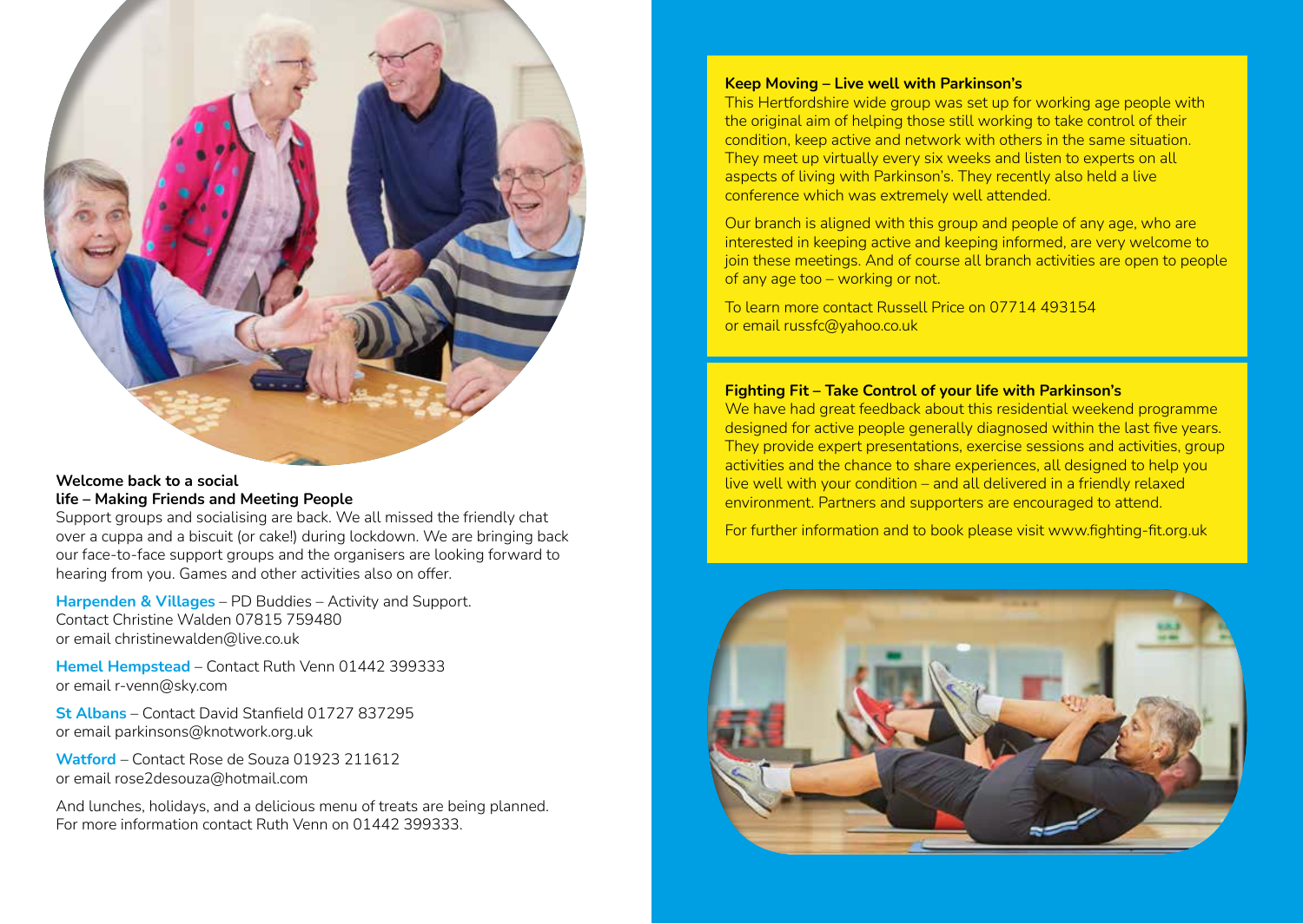## Welcome back to a social life – Making Friends and Meeting People

Support groups and socialising are back. We all missed the friendly chat over a cuppa and a biscuit (or cake!) during lockdown. We are bringing back our face-to-face support groups and the organisers are looking forward to hearing from you. Games and other activities also on offer.

**Harpenden & Villages** – PD Buddies – Activity and Support.
Contact Christine Walden 07815 759480
or email christinewalden@live.co.uk

**Hemel Hempstead** – Contact Ruth Venn 01442 399333
or email r-venn@sky.com

**St Albans** – Contact David Stanfield 01727 837295
or email parkinsons@knotwork.org.uk

**Watford** – Contact Rose de Souza 01923 211612
or email rose2desouza@hotmail.com

And lunches, holidays, and a delicious menu of treats are being planned. For more information contact Ruth Venn on 01442 399333.

## Keep Moving – Live well with Parkinson's

This Hertfordshire wide group was set up for working age people with the original aim of helping those still working to take control of their condition, keep active and network with others in the same situation. They meet up virtually every six weeks and listen to experts on all aspects of living with Parkinson's. They recently also held a live conference which was extremely well attended.

Our branch is aligned with this group and people of any age, who are interested in keeping active and keeping informed, are very welcome to join these meetings. And of course all branch activities are open to people of any age too – working or not.

To learn more contact Russell Price on 07714 493154
or email russfc@yahoo.co.uk

## Fighting Fit – Take Control of your life with Parkinson's

We have had great feedback about this residential weekend programme designed for active people generally diagnosed within the last five years. They provide expert presentations, exercise sessions and activities, group activities and the chance to share experiences, all designed to help you live well with your condition – and all delivered in a friendly relaxed environment. Partners and supporters are encouraged to attend.

For further information and to book please visit www.fighting-fit.org.uk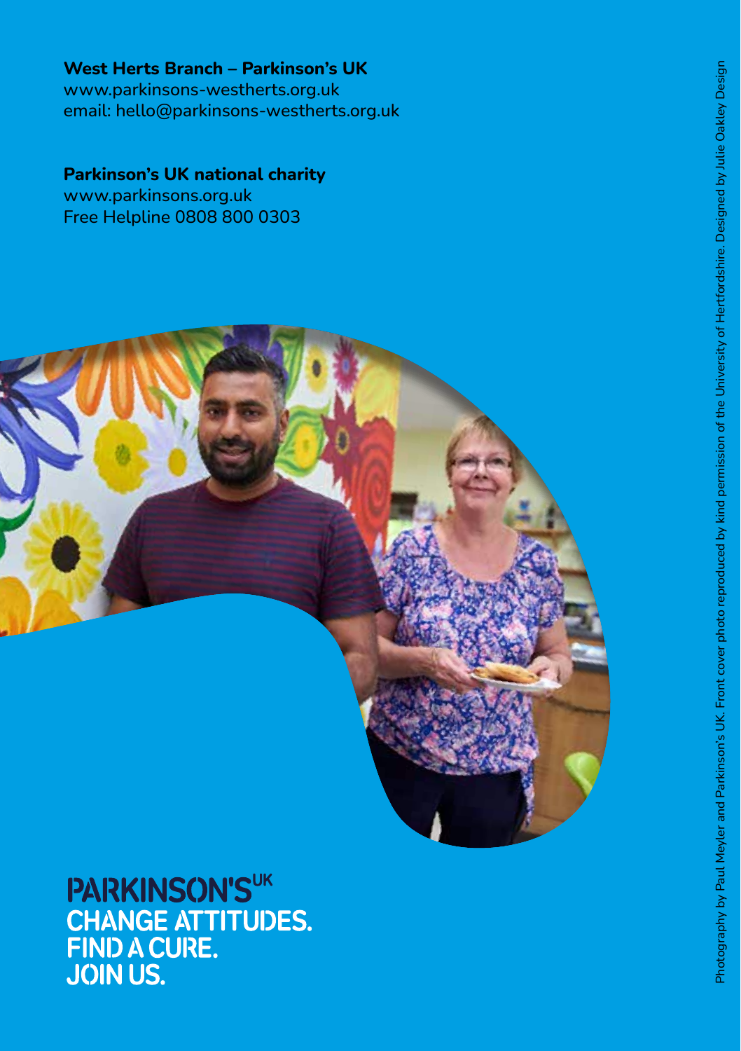**West Herts Branch – Parkinson's UK**
www.parkinsons-westherts.org.uk
email: hello@parkinsons-westherts.org.uk

**Parkinson's UK national charity**
www.parkinsons.org.uk
Free Helpline 0808 800 0303

PARKINSON'S UK
CHANGE ATTITUDES.
FIND A CURE.
JOIN US.

Photography by Paul Meyler and Parkinson's UK. Front cover photo reproduced by kind permission of the University of Hertfordshire. Designed by Julie Oakley Design